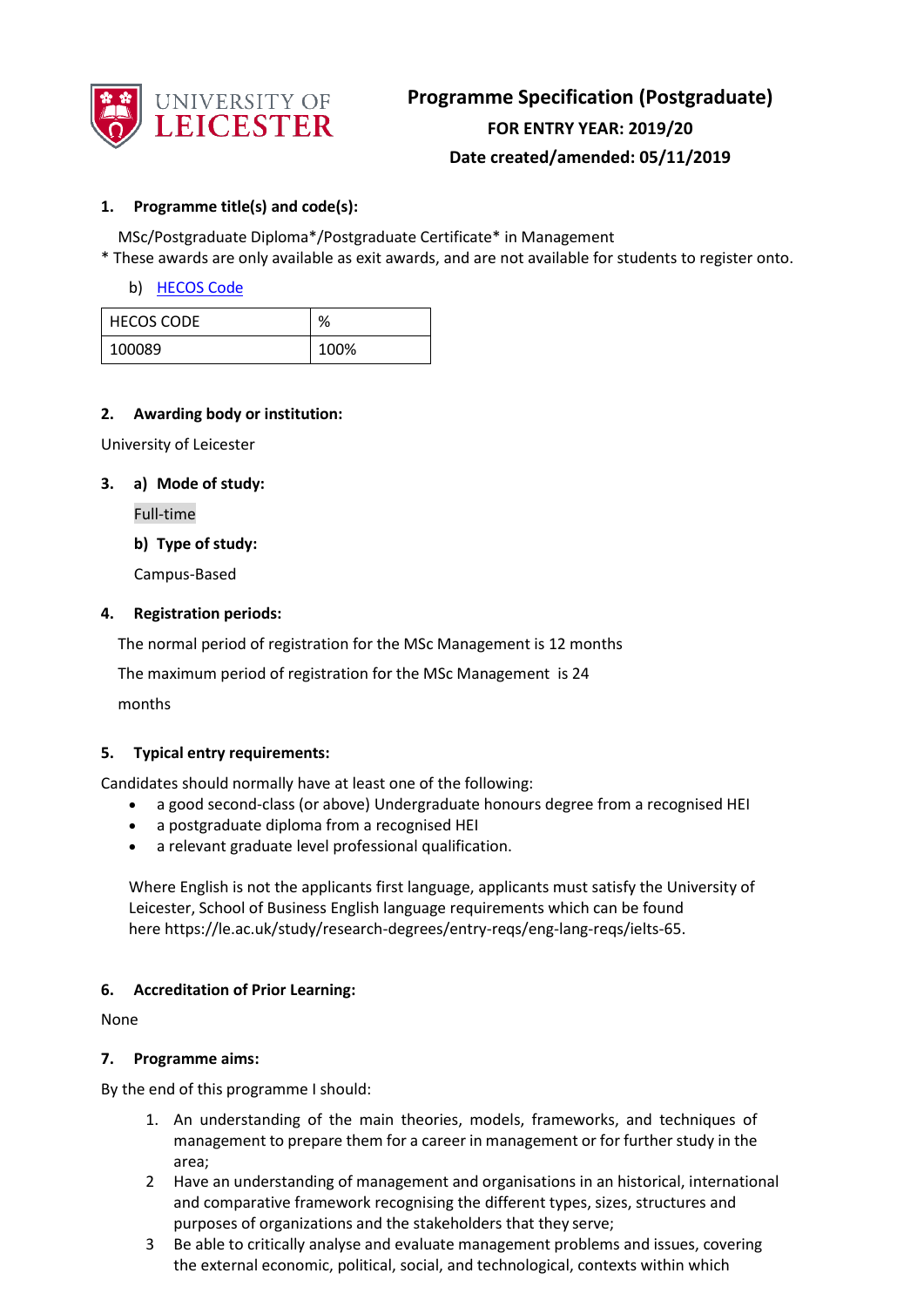# Programme Specification (Postgraduate)

**FOR ENTRY YEAR: 2019/20**

**Date created/amended: 05/11/2019**

## 1. Programme title(s) and code(s):

MSc/Postgraduate Diploma*/Postgraduate Certificate* in Management

* These awards are only available as exit awards, and are not available for students to register onto.

b) HECOS Code

| HECOS CODE | % |
|---|---|
| 100089 | 100% |

## 2. Awarding body or institution:

University of Leicester

## 3. a) Mode of study:

Full-time

**b) Type of study:**

Campus-Based

## 4. Registration periods:

The normal period of registration for the MSc Management is 12 months

The maximum period of registration for the MSc Management is 24 months

## 5. Typical entry requirements:

Candidates should normally have at least one of the following:

- a good second-class (or above) Undergraduate honours degree from a recognised HEI
- a postgraduate diploma from a recognised HEI
- a relevant graduate level professional qualification.

Where English is not the applicants first language, applicants must satisfy the University of Leicester, School of Business English language requirements which can be found here https://le.ac.uk/study/research-degrees/entry-reqs/eng-lang-reqs/ielts-65.

## 6. Accreditation of Prior Learning:

None

## 7. Programme aims:

By the end of this programme I should:

1. An understanding of the main theories, models, frameworks, and techniques of management to prepare them for a career in management or for further study in the area;
2. Have an understanding of management and organisations in an historical, international and comparative framework recognising the different types, sizes, structures and purposes of organizations and the stakeholders that they serve;
3. Be able to critically analyse and evaluate management problems and issues, covering the external economic, political, social, and technological, contexts within which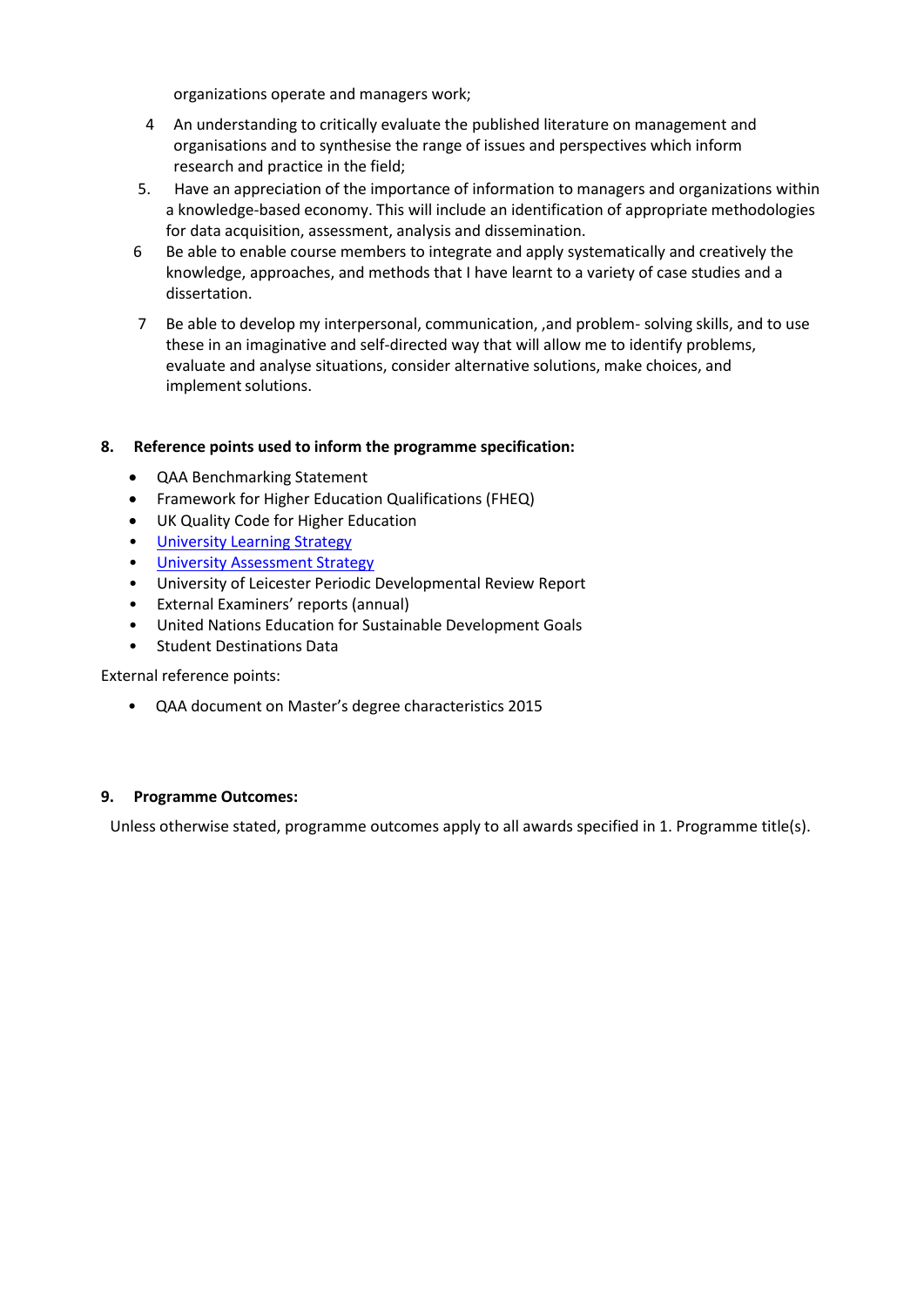organizations operate and managers work;

4. An understanding to critically evaluate the published literature on management and organisations and to synthesise the range of issues and perspectives which inform research and practice in the field;
5. Have an appreciation of the importance of information to managers and organizations within a knowledge-based economy. This will include an identification of appropriate methodologies for data acquisition, assessment, analysis and dissemination.
6. Be able to enable course members to integrate and apply systematically and creatively the knowledge, approaches, and methods that I have learnt to a variety of case studies and a dissertation.
7. Be able to develop my interpersonal, communication, ,and problem- solving skills, and to use these in an imaginative and self-directed way that will allow me to identify problems, evaluate and analyse situations, consider alternative solutions, make choices, and implement solutions.

## 8. Reference points used to inform the programme specification:

- QAA Benchmarking Statement
- Framework for Higher Education Qualifications (FHEQ)
- UK Quality Code for Higher Education
- University Learning Strategy
- University Assessment Strategy
- University of Leicester Periodic Developmental Review Report
- External Examiners' reports (annual)
- United Nations Education for Sustainable Development Goals
- Student Destinations Data

External reference points:

- QAA document on Master's degree characteristics 2015

## 9. Programme Outcomes:

Unless otherwise stated, programme outcomes apply to all awards specified in 1. Programme title(s).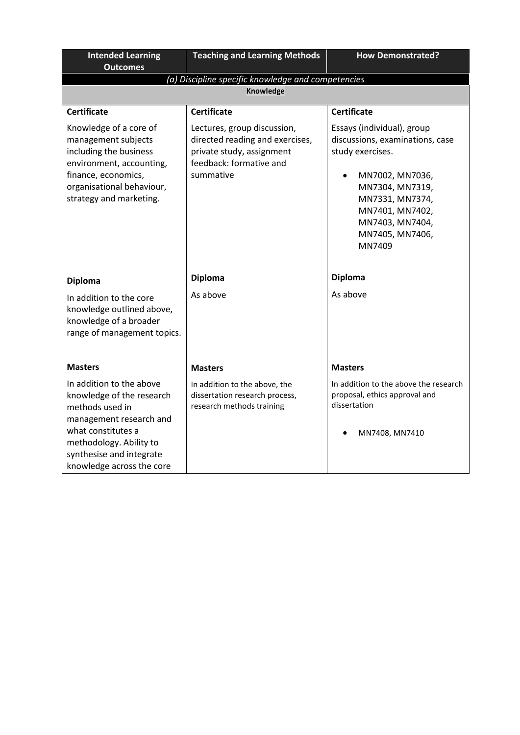| Intended Learning Outcomes | Teaching and Learning Methods | How Demonstrated? |
|---|---|---|
| *(a) Discipline specific knowledge and competencies* | | |
| **Knowledge** | | |
| **Certificate**<br><br>Knowledge of a core of management subjects including the business environment, accounting, finance, economics, organisational behaviour, strategy and marketing. | **Certificate**<br><br>Lectures, group discussion, directed reading and exercises, private study, assignment feedback: formative and summative | **Certificate**<br><br>Essays (individual), group discussions, examinations, case study exercises.<br><br>• MN7002, MN7036, MN7304, MN7319, MN7331, MN7374, MN7401, MN7402, MN7403, MN7404, MN7405, MN7406, MN7409 |
| **Diploma**<br><br>In addition to the core knowledge outlined above, knowledge of a broader range of management topics. | **Diploma**<br><br>As above | **Diploma**<br><br>As above |
| **Masters**<br><br>In addition to the above knowledge of the research methods used in management research and what constitutes a methodology. Ability to synthesise and integrate knowledge across the core | **Masters**<br><br>In addition to the above, the dissertation research process, research methods training | **Masters**<br><br>In addition to the above the research proposal, ethics approval and dissertation<br><br>• MN7408, MN7410 |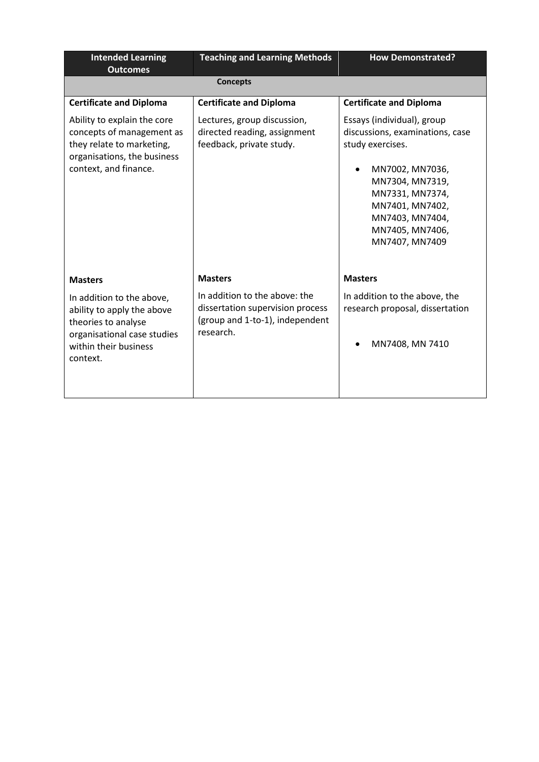| Intended Learning Outcomes | Teaching and Learning Methods | How Demonstrated? |
|---|---|---|
| **Concepts** | | |
| **Certificate and Diploma**<br><br>Ability to explain the core concepts of management as they relate to marketing, organisations, the business context, and finance. | **Certificate and Diploma**<br><br>Lectures, group discussion, directed reading, assignment feedback, private study. | **Certificate and Diploma**<br><br>Essays (individual), group discussions, examinations, case study exercises.<br><br>• MN7002, MN7036, MN7304, MN7319, MN7331, MN7374, MN7401, MN7402, MN7403, MN7404, MN7405, MN7406, MN7407, MN7409 |
| **Masters**<br><br>In addition to the above, ability to apply the above theories to analyse organisational case studies within their business context. | **Masters**<br><br>In addition to the above: the dissertation supervision process (group and 1-to-1), independent research. | **Masters**<br><br>In addition to the above, the research proposal, dissertation<br><br>• MN7408, MN 7410 |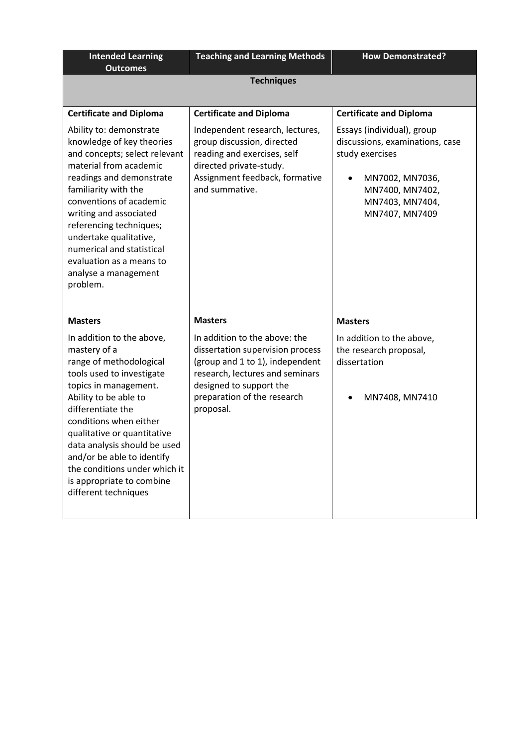| Intended Learning Outcomes | Teaching and Learning Methods | How Demonstrated? |
|---|---|---|
| **Techniques** | | |
| **Certificate and Diploma**<br><br>Ability to: demonstrate knowledge of key theories and concepts; select relevant material from academic readings and demonstrate familiarity with the conventions of academic writing and associated referencing techniques; undertake qualitative, numerical and statistical evaluation as a means to analyse a management problem. | **Certificate and Diploma**<br><br>Independent research, lectures, group discussion, directed reading and exercises, self directed private-study. Assignment feedback, formative and summative. | **Certificate and Diploma**<br><br>Essays (individual), group discussions, examinations, case study exercises<br><br>• MN7002, MN7036, MN7400, MN7402, MN7403, MN7404, MN7407, MN7409 |
| **Masters**<br><br>In addition to the above, mastery of a range of methodological tools used to investigate topics in management. Ability to be able to differentiate the conditions when either qualitative or quantitative data analysis should be used and/or be able to identify the conditions under which it is appropriate to combine different techniques | **Masters**<br><br>In addition to the above: the dissertation supervision process (group and 1 to 1), independent research, lectures and seminars designed to support the preparation of the research proposal. | **Masters**<br><br>In addition to the above, the research proposal, dissertation<br><br>• MN7408, MN7410 |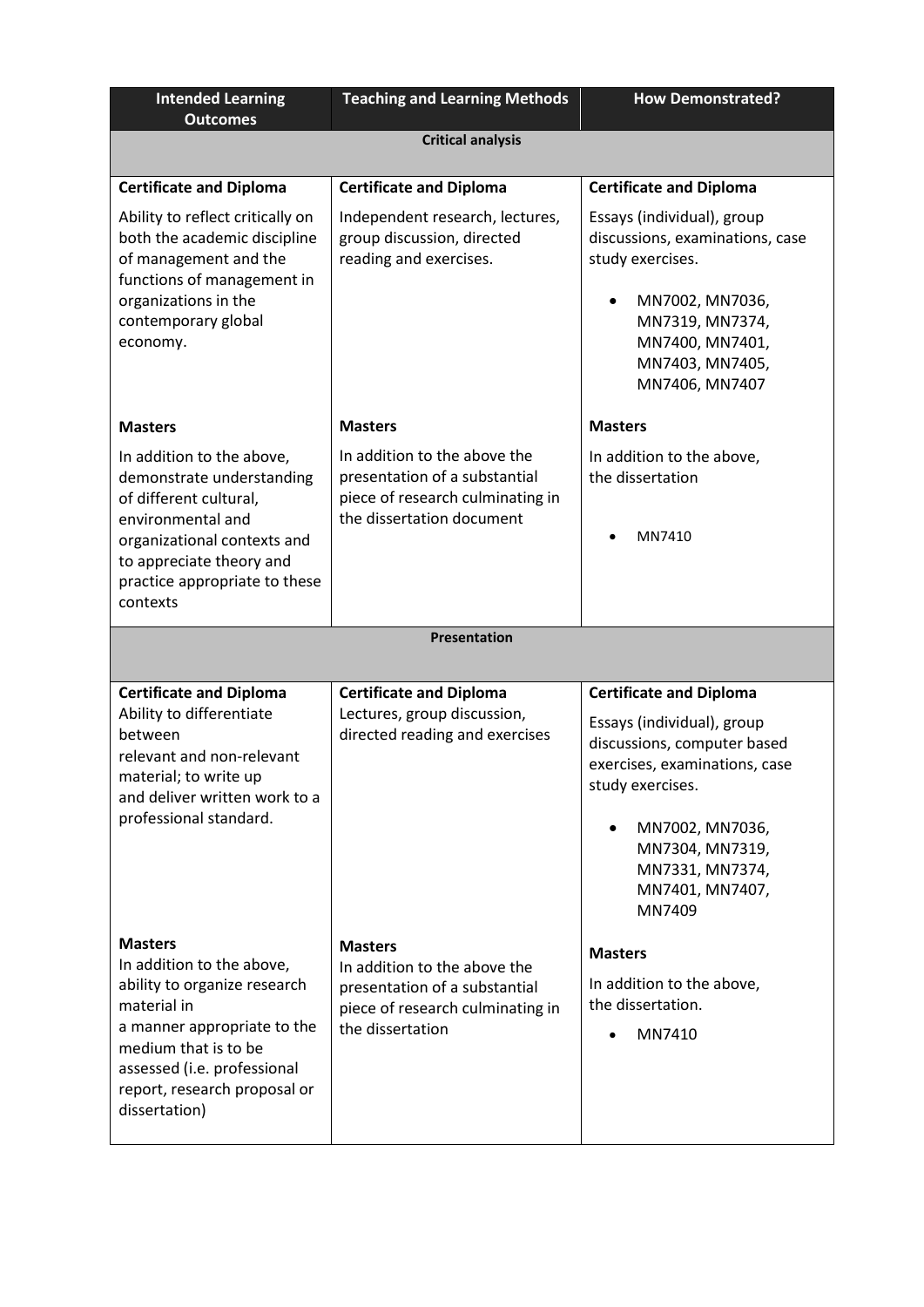| Intended Learning Outcomes | Teaching and Learning Methods | How Demonstrated? |
|---|---|---|
| **Critical analysis** | | |
| **Certificate and Diploma**<br>Ability to reflect critically on both the academic discipline of management and the functions of management in organizations in the contemporary global economy. | **Certificate and Diploma**<br>Independent research, lectures, group discussion, directed reading and exercises. | **Certificate and Diploma**<br>Essays (individual), group discussions, examinations, case study exercises.<br>• MN7002, MN7036, MN7319, MN7374, MN7400, MN7401, MN7403, MN7405, MN7406, MN7407 |
| **Masters**<br>In addition to the above, demonstrate understanding of different cultural, environmental and organizational contexts and to appreciate theory and practice appropriate to these contexts | **Masters**<br>In addition to the above the presentation of a substantial piece of research culminating in the dissertation document | **Masters**<br>In addition to the above, the dissertation<br>• MN7410 |
| **Presentation** | | |
| **Certificate and Diploma**<br>Ability to differentiate between relevant and non-relevant material; to write up and deliver written work to a professional standard. | **Certificate and Diploma**<br>Lectures, group discussion, directed reading and exercises | **Certificate and Diploma**<br>Essays (individual), group discussions, computer based exercises, examinations, case study exercises.<br>• MN7002, MN7036, MN7304, MN7319, MN7331, MN7374, MN7401, MN7407, MN7409 |
| **Masters**<br>In addition to the above, ability to organize research material in a manner appropriate to the medium that is to be assessed (i.e. professional report, research proposal or dissertation) | **Masters**<br>In addition to the above the presentation of a substantial piece of research culminating in the dissertation | **Masters**<br>In addition to the above, the dissertation.<br>• MN7410 |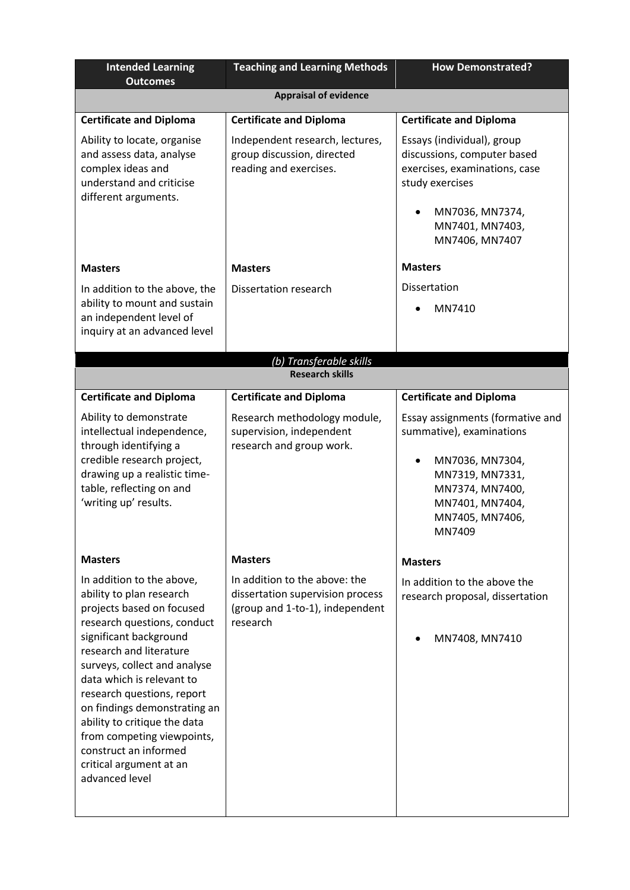| Intended Learning Outcomes | Teaching and Learning Methods | How Demonstrated? |
|---|---|---|
| **Appraisal of evidence** | | |
| **Certificate and Diploma** | **Certificate and Diploma** | **Certificate and Diploma** |
| Ability to locate, organise and assess data, analyse complex ideas and understand and criticise different arguments. | Independent research, lectures, group discussion, directed reading and exercises. | Essays (individual), group discussions, computer based exercises, examinations, case study exercises<br>• MN7036, MN7374, MN7401, MN7403, MN7406, MN7407 |
| **Masters** | **Masters** | **Masters** |
| In addition to the above, the ability to mount and sustain an independent level of inquiry at an advanced level | Dissertation research | Dissertation<br>• MN7410 |
| *(b) Transferable skills* | | |
| **Research skills** | | |
| **Certificate and Diploma** | **Certificate and Diploma** | **Certificate and Diploma** |
| Ability to demonstrate intellectual independence, through identifying a credible research project, drawing up a realistic time-table, reflecting on and 'writing up' results. | Research methodology module, supervision, independent research and group work. | Essay assignments (formative and summative), examinations<br>• MN7036, MN7304, MN7319, MN7331, MN7374, MN7400, MN7401, MN7404, MN7405, MN7406, MN7409 |
| **Masters** | **Masters** | **Masters** |
| In addition to the above, ability to plan research projects based on focused research questions, conduct significant background research and literature surveys, collect and analyse data which is relevant to research questions, report on findings demonstrating an ability to critique the data from competing viewpoints, construct an informed critical argument at an advanced level | In addition to the above: the dissertation supervision process (group and 1-to-1), independent research | In addition to the above the research proposal, dissertation<br>• MN7408, MN7410 |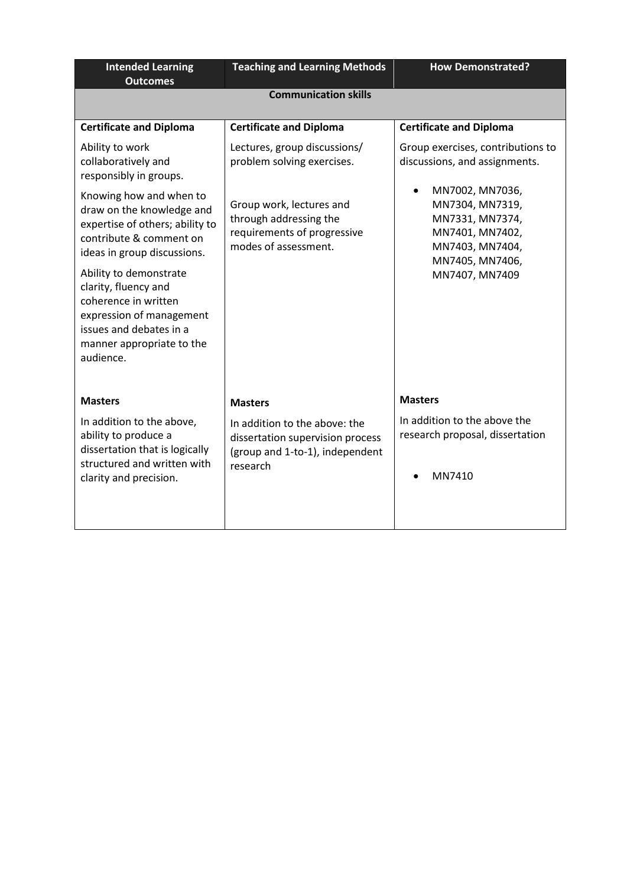| Intended Learning Outcomes | Teaching and Learning Methods | How Demonstrated? |
|---|---|---|
| **Communication skills** | | |
| **Certificate and Diploma** | **Certificate and Diploma** | **Certificate and Diploma** |
| Ability to work collaboratively and responsibly in groups.<br><br>Knowing how and when to draw on the knowledge and expertise of others; ability to contribute & comment on ideas in group discussions.<br><br>Ability to demonstrate clarity, fluency and coherence in written expression of management issues and debates in a manner appropriate to the audience. | Lectures, group discussions/ problem solving exercises.<br><br>Group work, lectures and through addressing the requirements of progressive modes of assessment. | Group exercises, contributions to discussions, and assignments.<br><br>• MN7002, MN7036, MN7304, MN7319, MN7331, MN7374, MN7401, MN7402, MN7403, MN7404, MN7405, MN7406, MN7407, MN7409 |
| **Masters** | **Masters** | **Masters** |
| In addition to the above, ability to produce a dissertation that is logically structured and written with clarity and precision. | In addition to the above: the dissertation supervision process (group and 1-to-1), independent research | In addition to the above the research proposal, dissertation<br><br>• MN7410 |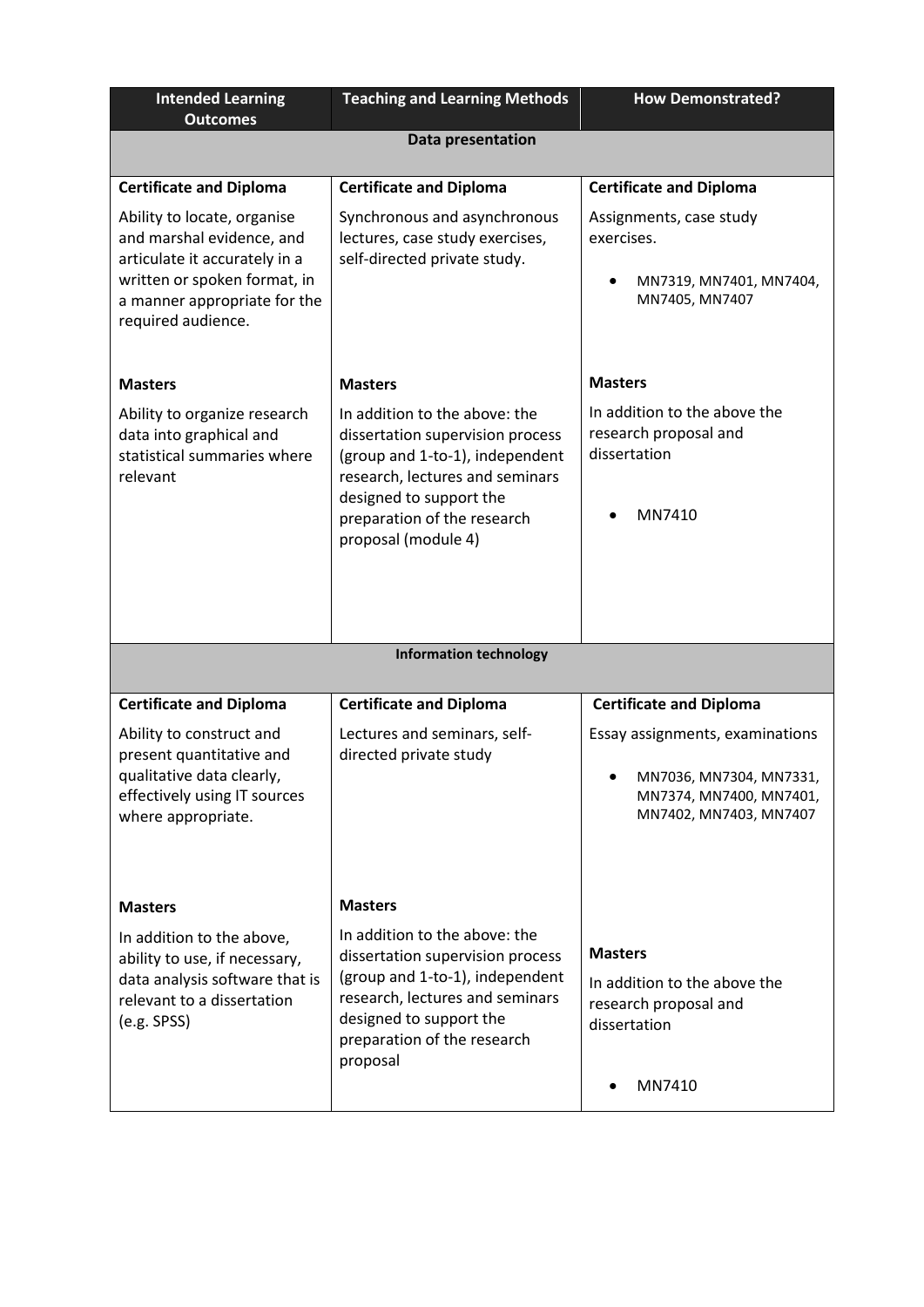| Intended Learning Outcomes | Teaching and Learning Methods | How Demonstrated? |
|---|---|---|
| **Data presentation** | | |
| **Certificate and Diploma**<br>Ability to locate, organise and marshal evidence, and articulate it accurately in a written or spoken format, in a manner appropriate for the required audience. | **Certificate and Diploma**<br>Synchronous and asynchronous lectures, case study exercises, self-directed private study. | **Certificate and Diploma**<br>Assignments, case study exercises.<br>• MN7319, MN7401, MN7404, MN7405, MN7407 |
| **Masters**<br>Ability to organize research data into graphical and statistical summaries where relevant | **Masters**<br>In addition to the above: the dissertation supervision process (group and 1-to-1), independent research, lectures and seminars designed to support the preparation of the research proposal (module 4) | **Masters**<br>In addition to the above the research proposal and dissertation<br>• MN7410 |
| **Information technology** | | |
| **Certificate and Diploma**<br>Ability to construct and present quantitative and qualitative data clearly, effectively using IT sources where appropriate. | **Certificate and Diploma**<br>Lectures and seminars, self-directed private study | **Certificate and Diploma**<br>Essay assignments, examinations<br>• MN7036, MN7304, MN7331, MN7374, MN7400, MN7401, MN7402, MN7403, MN7407 |
| **Masters**<br>In addition to the above, ability to use, if necessary, data analysis software that is relevant to a dissertation (e.g. SPSS) | **Masters**<br>In addition to the above: the dissertation supervision process (group and 1-to-1), independent research, lectures and seminars designed to support the preparation of the research proposal | **Masters**<br>In addition to the above the research proposal and dissertation<br>• MN7410 |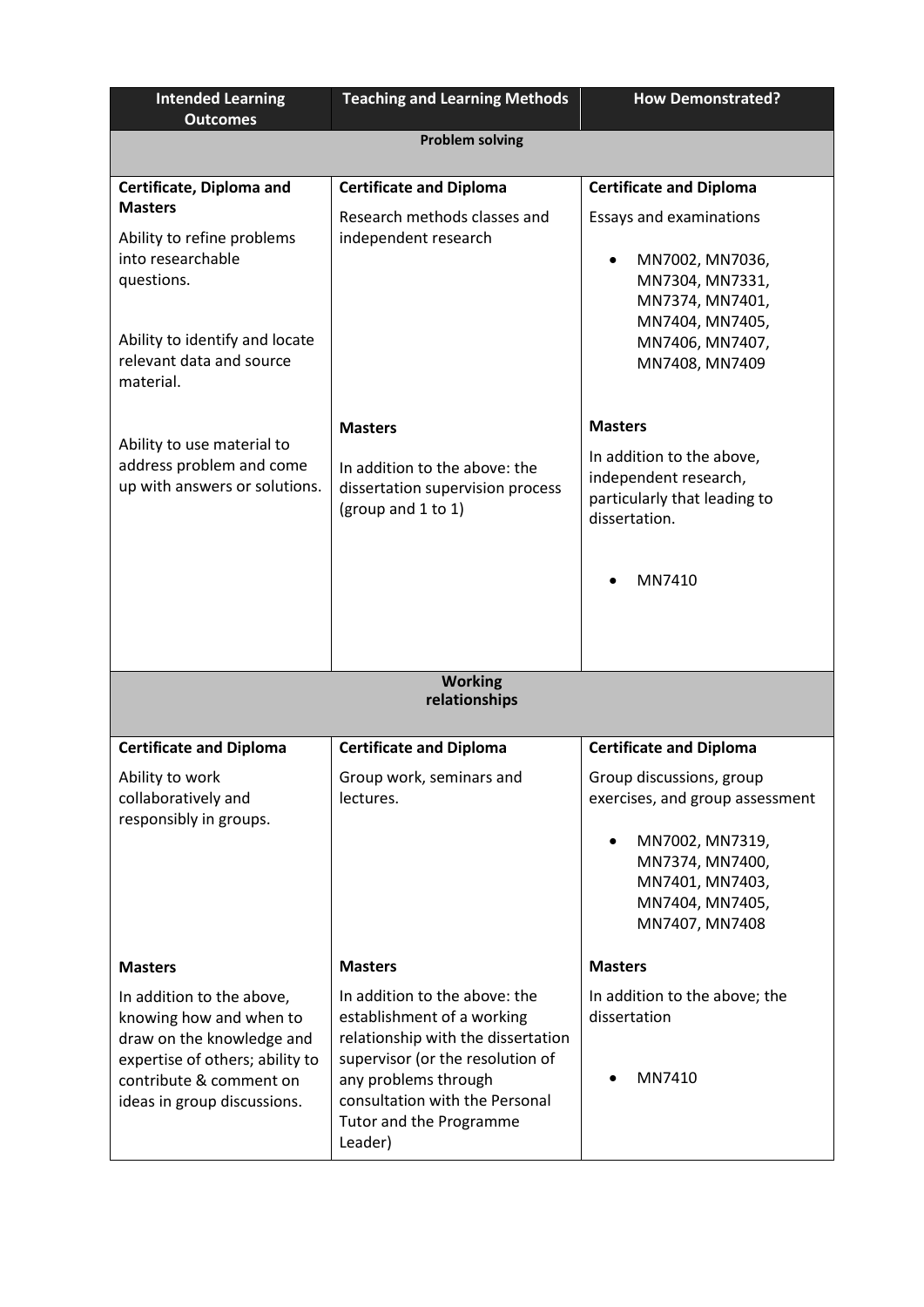| Intended Learning Outcomes | Teaching and Learning Methods | How Demonstrated? |
|---|---|---|
| **Problem solving** | | |
| **Certificate, Diploma and Masters**<br><br>Ability to refine problems into researchable questions.<br><br>Ability to identify and locate relevant data and source material.<br><br>Ability to use material to address problem and come up with answers or solutions. | **Certificate and Diploma**<br><br>Research methods classes and independent research<br><br>**Masters**<br><br>In addition to the above: the dissertation supervision process (group and 1 to 1) | **Certificate and Diploma**<br><br>Essays and examinations<br><br>• MN7002, MN7036, MN7304, MN7331, MN7374, MN7401, MN7404, MN7405, MN7406, MN7407, MN7408, MN7409<br><br>**Masters**<br><br>In addition to the above, independent research, particularly that leading to dissertation.<br><br>• MN7410 |
| **Working relationships** | | |
| **Certificate and Diploma**<br><br>Ability to work collaboratively and responsibly in groups. | **Certificate and Diploma**<br><br>Group work, seminars and lectures. | **Certificate and Diploma**<br><br>Group discussions, group exercises, and group assessment<br><br>• MN7002, MN7319, MN7374, MN7400, MN7401, MN7403, MN7404, MN7405, MN7407, MN7408 |
| **Masters**<br><br>In addition to the above, knowing how and when to draw on the knowledge and expertise of others; ability to contribute & comment on ideas in group discussions. | **Masters**<br><br>In addition to the above: the establishment of a working relationship with the dissertation supervisor (or the resolution of any problems through consultation with the Personal Tutor and the Programme Leader) | **Masters**<br><br>In addition to the above; the dissertation<br><br>• MN7410 |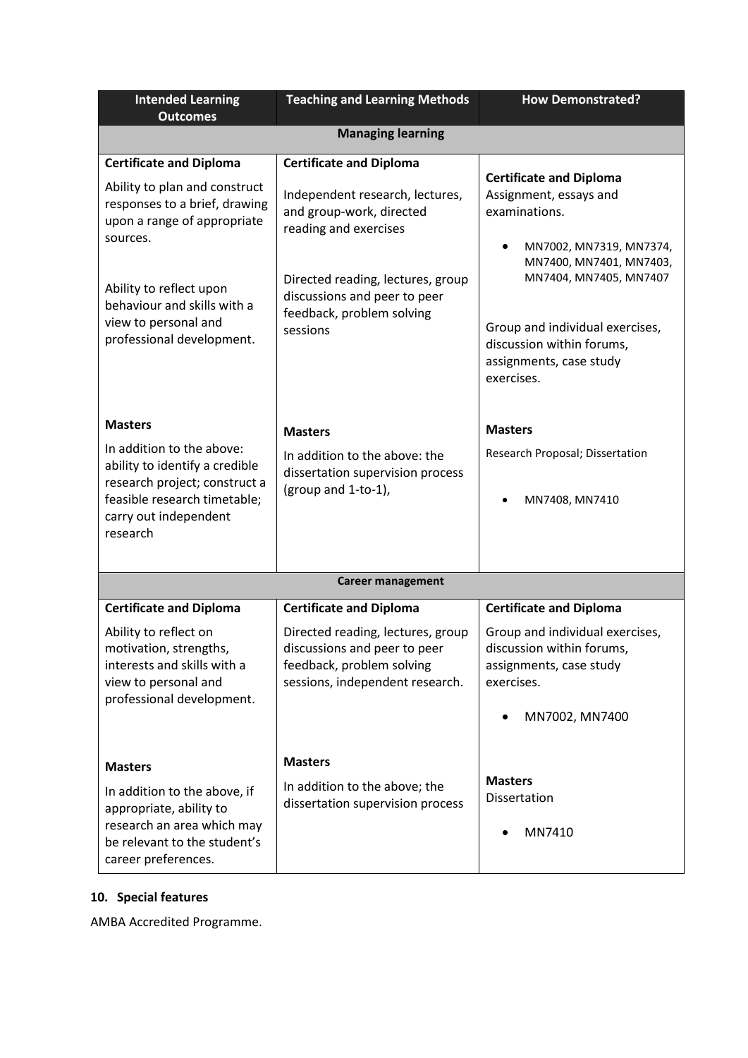| Intended Learning Outcomes | Teaching and Learning Methods | How Demonstrated? |
|---|---|---|
| **Managing learning** | | |
| **Certificate and Diploma**<br><br>Ability to plan and construct responses to a brief, drawing upon a range of appropriate sources.<br><br>Ability to reflect upon behaviour and skills with a view to personal and professional development. | **Certificate and Diploma**<br><br>Independent research, lectures, and group-work, directed reading and exercises<br><br>Directed reading, lectures, group discussions and peer to peer feedback, problem solving sessions | **Certificate and Diploma**<br>Assignment, essays and examinations.<br><br>• MN7002, MN7319, MN7374, MN7400, MN7401, MN7403, MN7404, MN7405, MN7407<br><br>Group and individual exercises, discussion within forums, assignments, case study exercises. |
| **Masters**<br><br>In addition to the above: ability to identify a credible research project; construct a feasible research timetable; carry out independent research | **Masters**<br><br>In addition to the above: the dissertation supervision process (group and 1-to-1), | **Masters**<br><br>Research Proposal; Dissertation<br><br>• MN7408, MN7410 |
| **Career management** | | |
| **Certificate and Diploma**<br><br>Ability to reflect on motivation, strengths, interests and skills with a view to personal and professional development. | **Certificate and Diploma**<br><br>Directed reading, lectures, group discussions and peer to peer feedback, problem solving sessions, independent research. | **Certificate and Diploma**<br><br>Group and individual exercises, discussion within forums, assignments, case study exercises.<br><br>• MN7002, MN7400 |
| **Masters**<br><br>In addition to the above, if appropriate, ability to research an area which may be relevant to the student's career preferences. | **Masters**<br><br>In addition to the above; the dissertation supervision process | **Masters**<br>Dissertation<br><br>• MN7410 |

**10. Special features**

AMBA Accredited Programme.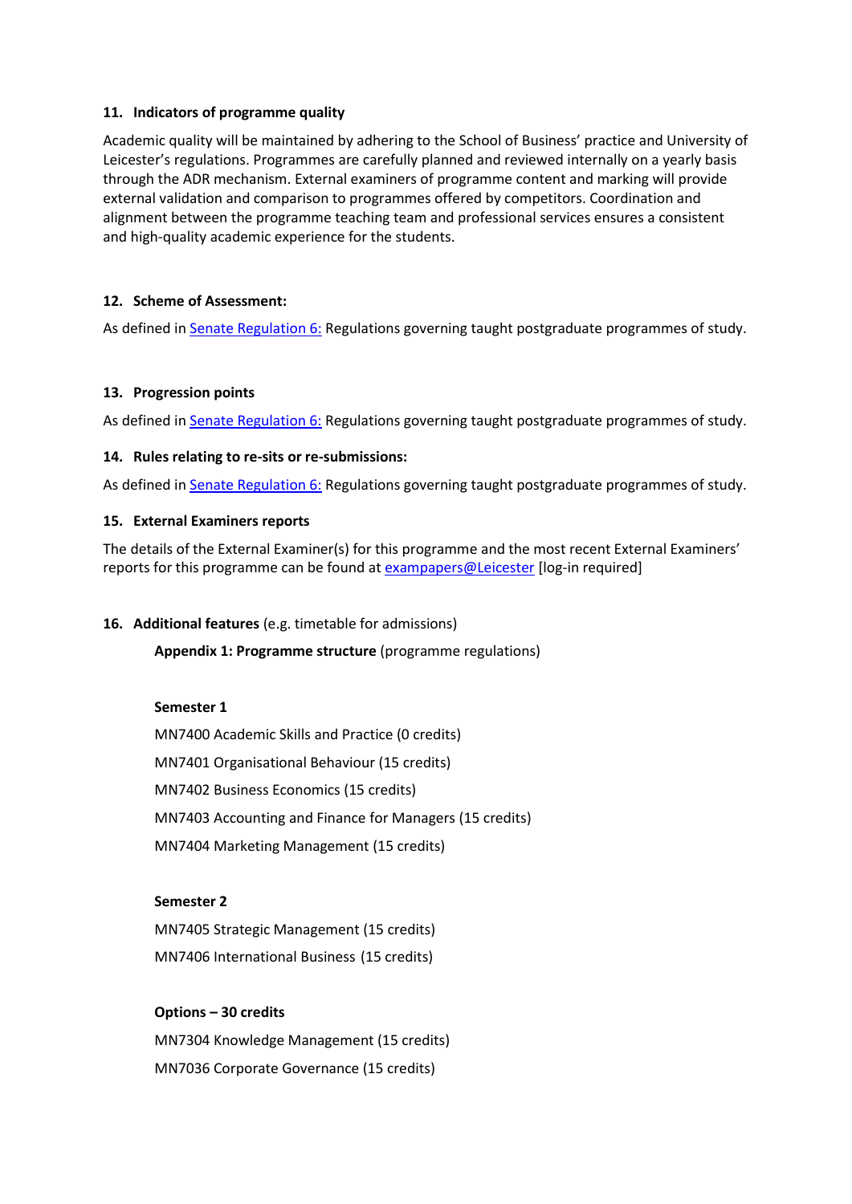### 11. Indicators of programme quality

Academic quality will be maintained by adhering to the School of Business' practice and University of Leicester's regulations. Programmes are carefully planned and reviewed internally on a yearly basis through the ADR mechanism. External examiners of programme content and marking will provide external validation and comparison to programmes offered by competitors. Coordination and alignment between the programme teaching team and professional services ensures a consistent and high-quality academic experience for the students.

### 12. Scheme of Assessment:

As defined in Senate Regulation 6: Regulations governing taught postgraduate programmes of study.

### 13. Progression points

As defined in Senate Regulation 6: Regulations governing taught postgraduate programmes of study.

### 14. Rules relating to re-sits or re-submissions:

As defined in Senate Regulation 6: Regulations governing taught postgraduate programmes of study.

### 15. External Examiners reports

The details of the External Examiner(s) for this programme and the most recent External Examiners' reports for this programme can be found at exampapers@Leicester [log-in required]

### 16. Additional features (e.g. timetable for admissions)

**Appendix 1: Programme structure** (programme regulations)

**Semester 1**

MN7400 Academic Skills and Practice (0 credits)

MN7401 Organisational Behaviour (15 credits)

MN7402 Business Economics (15 credits)

MN7403 Accounting and Finance for Managers (15 credits)

MN7404 Marketing Management (15 credits)

**Semester 2**

MN7405 Strategic Management (15 credits)

MN7406 International Business (15 credits)

**Options – 30 credits**

MN7304 Knowledge Management (15 credits)

MN7036 Corporate Governance (15 credits)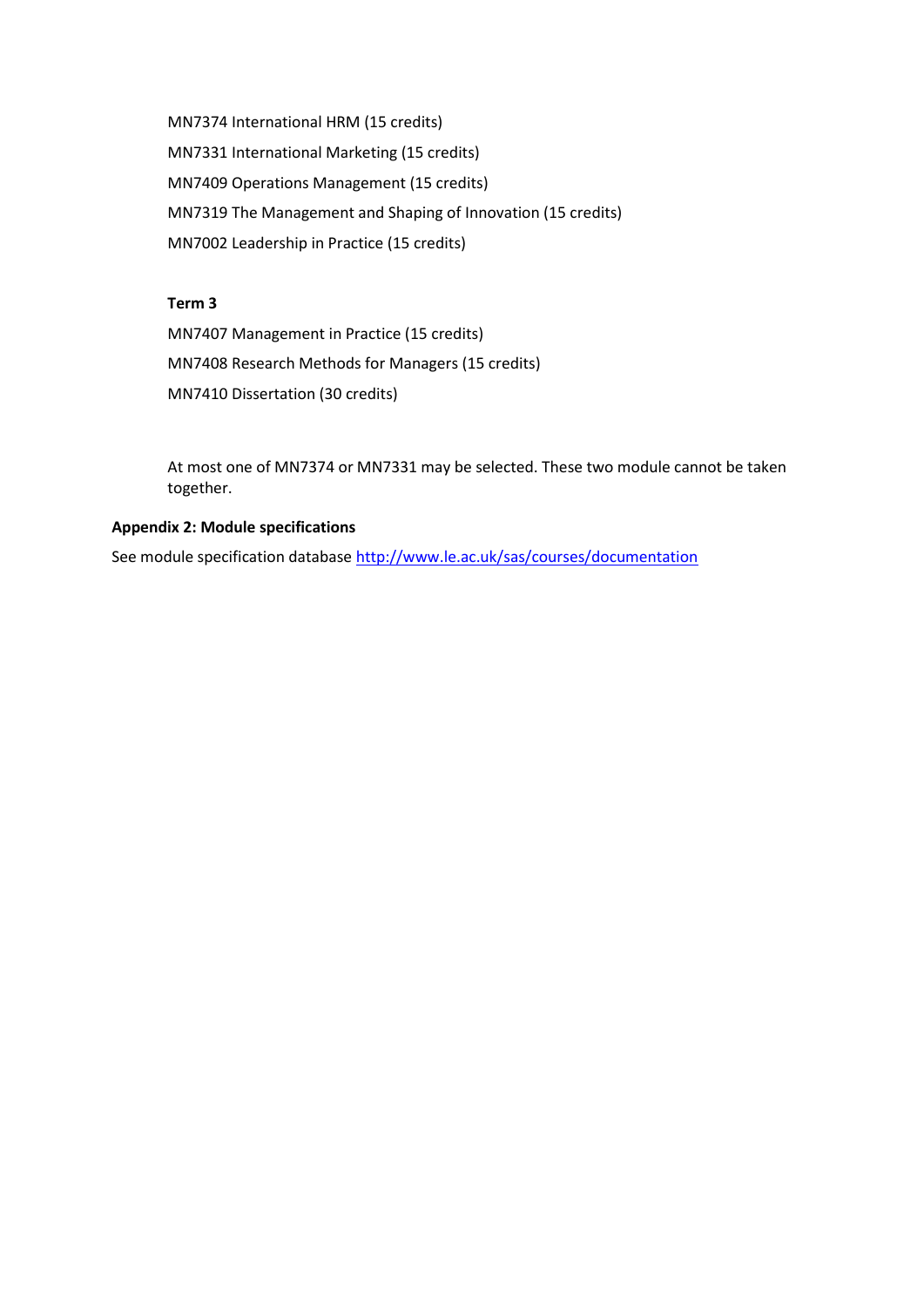MN7374 International HRM (15 credits)

MN7331 International Marketing (15 credits)

MN7409 Operations Management (15 credits)

MN7319 The Management and Shaping of Innovation (15 credits)

MN7002 Leadership in Practice (15 credits)

**Term 3**

MN7407 Management in Practice (15 credits)

MN7408 Research Methods for Managers (15 credits)

MN7410 Dissertation (30 credits)

At most one of MN7374 or MN7331 may be selected. These two module cannot be taken together.

**Appendix 2: Module specifications**

See module specification database http://www.le.ac.uk/sas/courses/documentation